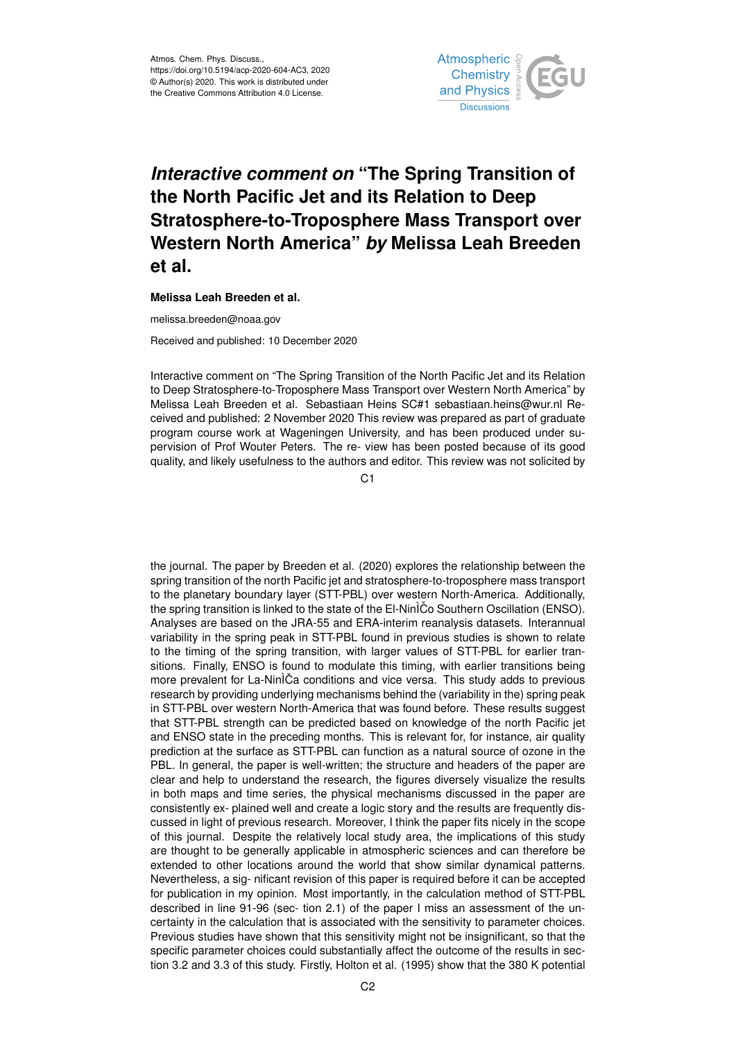Atmos. Chem. Phys. Discuss.,
https://doi.org/10.5194/acp-2020-604-AC3, 2020
© Author(s) 2020. This work is distributed under
the Creative Commons Attribution 4.0 License.

# *Interactive comment on* "The Spring Transition of the North Pacific Jet and its Relation to Deep Stratosphere-to-Troposphere Mass Transport over Western North America" *by* Melissa Leah Breeden et al.

**Melissa Leah Breeden et al.**

melissa.breeden@noaa.gov

Received and published: 10 December 2020

Interactive comment on "The Spring Transition of the North Pacific Jet and its Relation to Deep Stratosphere-to-Troposphere Mass Transport over Western North America" by Melissa Leah Breeden et al. Sebastiaan Heins SC#1 sebastiaan.heins@wur.nl Received and published: 2 November 2020 This review was prepared as part of graduate program course work at Wageningen University, and has been produced under supervision of Prof Wouter Peters. The re- view has been posted because of its good quality, and likely usefulness to the authors and editor. This review was not solicited by the journal. The paper by Breeden et al. (2020) explores the relationship between the spring transition of the north Pacific jet and stratosphere-to-troposphere mass transport to the planetary boundary layer (STT-PBL) over western North-America. Additionally, the spring transition is linked to the state of the El-NinÌČo Southern Oscillation (ENSO). Analyses are based on the JRA-55 and ERA-interim reanalysis datasets. Interannual variability in the spring peak in STT-PBL found in previous studies is shown to relate to the timing of the spring transition, with larger values of STT-PBL for earlier transitions. Finally, ENSO is found to modulate this timing, with earlier transitions being more prevalent for La-NinÌČa conditions and vice versa. This study adds to previous research by providing underlying mechanisms behind the (variability in the) spring peak in STT-PBL over western North-America that was found before. These results suggest that STT-PBL strength can be predicted based on knowledge of the north Pacific jet and ENSO state in the preceding months. This is relevant for, for instance, air quality prediction at the surface as STT-PBL can function as a natural source of ozone in the PBL. In general, the paper is well-written; the structure and headers of the paper are clear and help to understand the research, the figures diversely visualize the results in both maps and time series, the physical mechanisms discussed in the paper are consistently ex- plained well and create a logic story and the results are frequently discussed in light of previous research. Moreover, I think the paper fits nicely in the scope of this journal. Despite the relatively local study area, the implications of this study are thought to be generally applicable in atmospheric sciences and can therefore be extended to other locations around the world that show similar dynamical patterns. Nevertheless, a sig- nificant revision of this paper is required before it can be accepted for publication in my opinion. Most importantly, in the calculation method of STT-PBL described in line 91-96 (sec- tion 2.1) of the paper I miss an assessment of the uncertainty in the calculation that is associated with the sensitivity to parameter choices. Previous studies have shown that this sensitivity might not be insignificant, so that the specific parameter choices could substantially affect the outcome of the results in section 3.2 and 3.3 of this study. Firstly, Holton et al. (1995) show that the 380 K potential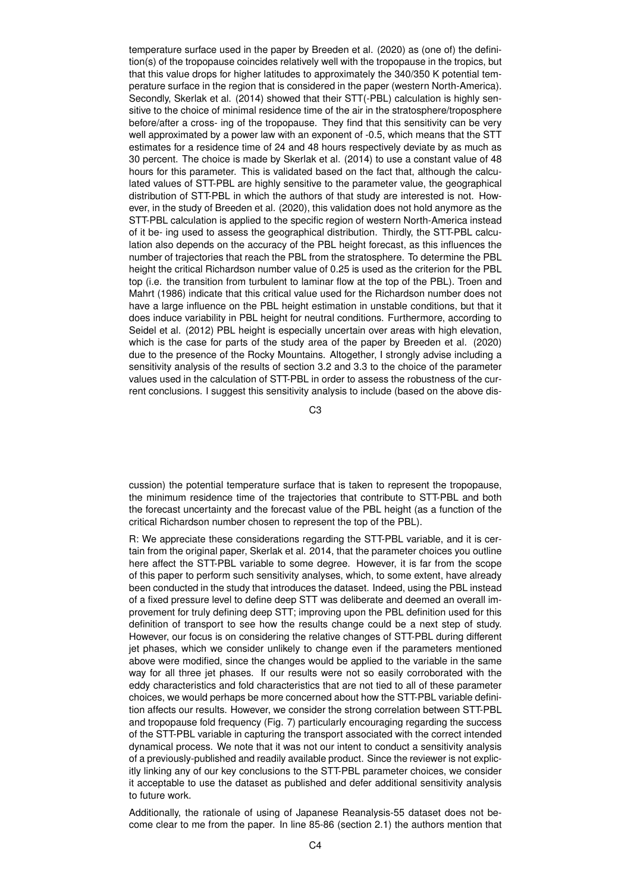temperature surface used in the paper by Breeden et al. (2020) as (one of) the definition(s) of the tropopause coincides relatively well with the tropopause in the tropics, but that this value drops for higher latitudes to approximately the 340/350 K potential temperature surface in the region that is considered in the paper (western North-America). Secondly, Skerlak et al. (2014) showed that their STT(-PBL) calculation is highly sensitive to the choice of minimal residence time of the air in the stratosphere/troposphere before/after a cross- ing of the tropopause. They find that this sensitivity can be very well approximated by a power law with an exponent of -0.5, which means that the STT estimates for a residence time of 24 and 48 hours respectively deviate by as much as 30 percent. The choice is made by Skerlak et al. (2014) to use a constant value of 48 hours for this parameter. This is validated based on the fact that, although the calculated values of STT-PBL are highly sensitive to the parameter value, the geographical distribution of STT-PBL in which the authors of that study are interested is not. However, in the study of Breeden et al. (2020), this validation does not hold anymore as the STT-PBL calculation is applied to the specific region of western North-America instead of it be- ing used to assess the geographical distribution. Thirdly, the STT-PBL calculation also depends on the accuracy of the PBL height forecast, as this influences the number of trajectories that reach the PBL from the stratosphere. To determine the PBL height the critical Richardson number value of 0.25 is used as the criterion for the PBL top (i.e. the transition from turbulent to laminar flow at the top of the PBL). Troen and Mahrt (1986) indicate that this critical value used for the Richardson number does not have a large influence on the PBL height estimation in unstable conditions, but that it does induce variability in PBL height for neutral conditions. Furthermore, according to Seidel et al. (2012) PBL height is especially uncertain over areas with high elevation, which is the case for parts of the study area of the paper by Breeden et al. (2020) due to the presence of the Rocky Mountains. Altogether, I strongly advise including a sensitivity analysis of the results of section 3.2 and 3.3 to the choice of the parameter values used in the calculation of STT-PBL in order to assess the robustness of the current conclusions. I suggest this sensitivity analysis to include (based on the above discussion) the potential temperature surface that is taken to represent the tropopause, the minimum residence time of the trajectories that contribute to STT-PBL and both the forecast uncertainty and the forecast value of the PBL height (as a function of the critical Richardson number chosen to represent the top of the PBL).

R: We appreciate these considerations regarding the STT-PBL variable, and it is certain from the original paper, Skerlak et al. 2014, that the parameter choices you outline here affect the STT-PBL variable to some degree. However, it is far from the scope of this paper to perform such sensitivity analyses, which, to some extent, have already been conducted in the study that introduces the dataset. Indeed, using the PBL instead of a fixed pressure level to define deep STT was deliberate and deemed an overall improvement for truly defining deep STT; improving upon the PBL definition used for this definition of transport to see how the results change could be a next step of study. However, our focus is on considering the relative changes of STT-PBL during different jet phases, which we consider unlikely to change even if the parameters mentioned above were modified, since the changes would be applied to the variable in the same way for all three jet phases. If our results were not so easily corroborated with the eddy characteristics and fold characteristics that are not tied to all of these parameter choices, we would perhaps be more concerned about how the STT-PBL variable definition affects our results. However, we consider the strong correlation between STT-PBL and tropopause fold frequency (Fig. 7) particularly encouraging regarding the success of the STT-PBL variable in capturing the transport associated with the correct intended dynamical process. We note that it was not our intent to conduct a sensitivity analysis of a previously-published and readily available product. Since the reviewer is not explicitly linking any of our key conclusions to the STT-PBL parameter choices, we consider it acceptable to use the dataset as published and defer additional sensitivity analysis to future work.

Additionally, the rationale of using of Japanese Reanalysis-55 dataset does not become clear to me from the paper. In line 85-86 (section 2.1) the authors mention that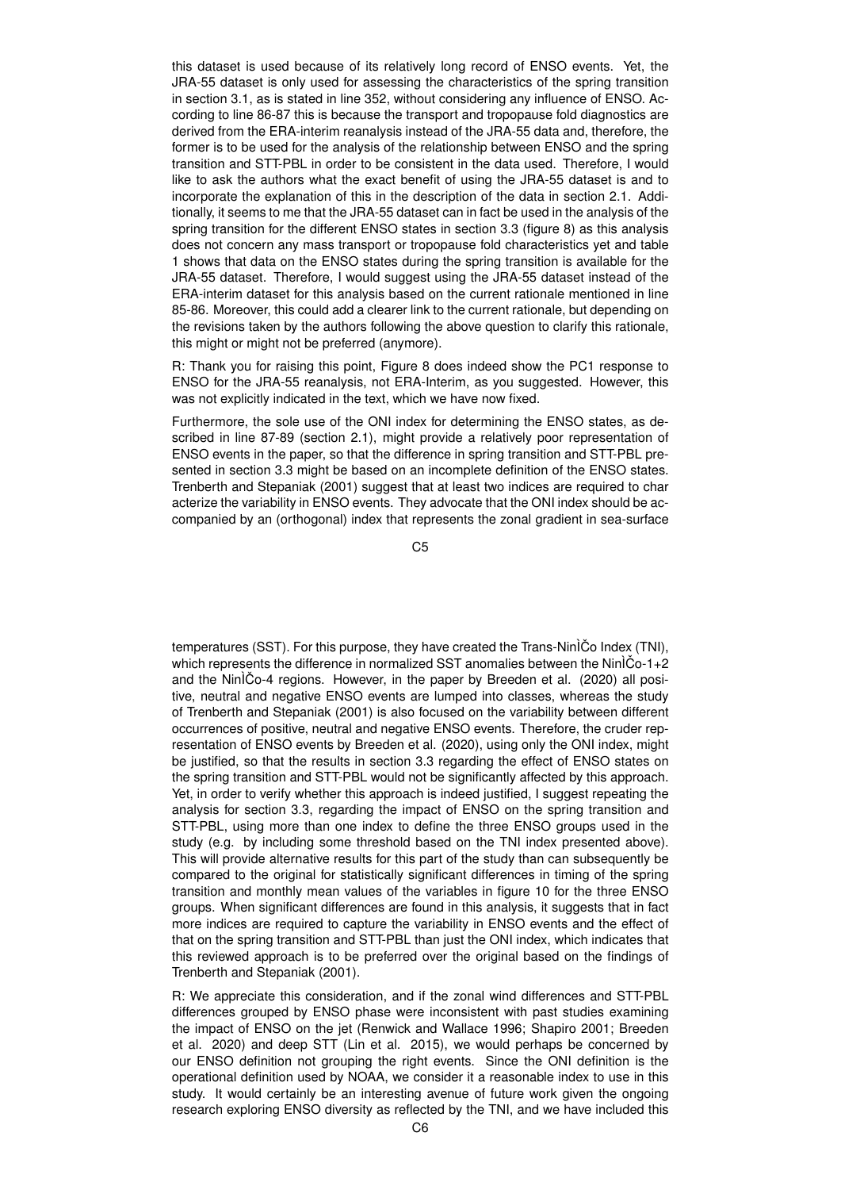this dataset is used because of its relatively long record of ENSO events. Yet, the JRA-55 dataset is only used for assessing the characteristics of the spring transition in section 3.1, as is stated in line 352, without considering any influence of ENSO. According to line 86-87 this is because the transport and tropopause fold diagnostics are derived from the ERA-interim reanalysis instead of the JRA-55 data and, therefore, the former is to be used for the analysis of the relationship between ENSO and the spring transition and STT-PBL in order to be consistent in the data used. Therefore, I would like to ask the authors what the exact benefit of using the JRA-55 dataset is and to incorporate the explanation of this in the description of the data in section 2.1. Additionally, it seems to me that the JRA-55 dataset can in fact be used in the analysis of the spring transition for the different ENSO states in section 3.3 (figure 8) as this analysis does not concern any mass transport or tropopause fold characteristics yet and table 1 shows that data on the ENSO states during the spring transition is available for the JRA-55 dataset. Therefore, I would suggest using the JRA-55 dataset instead of the ERA-interim dataset for this analysis based on the current rationale mentioned in line 85-86. Moreover, this could add a clearer link to the current rationale, but depending on the revisions taken by the authors following the above question to clarify this rationale, this might or might not be preferred (anymore).

R: Thank you for raising this point, Figure 8 does indeed show the PC1 response to ENSO for the JRA-55 reanalysis, not ERA-Interim, as you suggested. However, this was not explicitly indicated in the text, which we have now fixed.

Furthermore, the sole use of the ONI index for determining the ENSO states, as described in line 87-89 (section 2.1), might provide a relatively poor representation of ENSO events in the paper, so that the difference in spring transition and STT-PBL presented in section 3.3 might be based on an incomplete definition of the ENSO states. Trenberth and Stepaniak (2001) suggest that at least two indices are required to characterize the variability in ENSO events. They advocate that the ONI index should be accompanied by an (orthogonal) index that represents the zonal gradient in sea-surface temperatures (SST). For this purpose, they have created the Trans-NinÌČo Index (TNI), which represents the difference in normalized SST anomalies between the NinÌČo-1+2 and the NinÌČo-4 regions. However, in the paper by Breeden et al. (2020) all positive, neutral and negative ENSO events are lumped into classes, whereas the study of Trenberth and Stepaniak (2001) is also focused on the variability between different occurrences of positive, neutral and negative ENSO events. Therefore, the cruder representation of ENSO events by Breeden et al. (2020), using only the ONI index, might be justified, so that the results in section 3.3 regarding the effect of ENSO states on the spring transition and STT-PBL would not be significantly affected by this approach. Yet, in order to verify whether this approach is indeed justified, I suggest repeating the analysis for section 3.3, regarding the impact of ENSO on the spring transition and STT-PBL, using more than one index to define the three ENSO groups used in the study (e.g. by including some threshold based on the TNI index presented above). This will provide alternative results for this part of the study than can subsequently be compared to the original for statistically significant differences in timing of the spring transition and monthly mean values of the variables in figure 10 for the three ENSO groups. When significant differences are found in this analysis, it suggests that in fact more indices are required to capture the variability in ENSO events and the effect of that on the spring transition and STT-PBL than just the ONI index, which indicates that this reviewed approach is to be preferred over the original based on the findings of Trenberth and Stepaniak (2001).

R: We appreciate this consideration, and if the zonal wind differences and STT-PBL differences grouped by ENSO phase were inconsistent with past studies examining the impact of ENSO on the jet (Renwick and Wallace 1996; Shapiro 2001; Breeden et al. 2020) and deep STT (Lin et al. 2015), we would perhaps be concerned by our ENSO definition not grouping the right events. Since the ONI definition is the operational definition used by NOAA, we consider it a reasonable index to use in this study. It would certainly be an interesting avenue of future work given the ongoing research exploring ENSO diversity as reflected by the TNI, and we have included this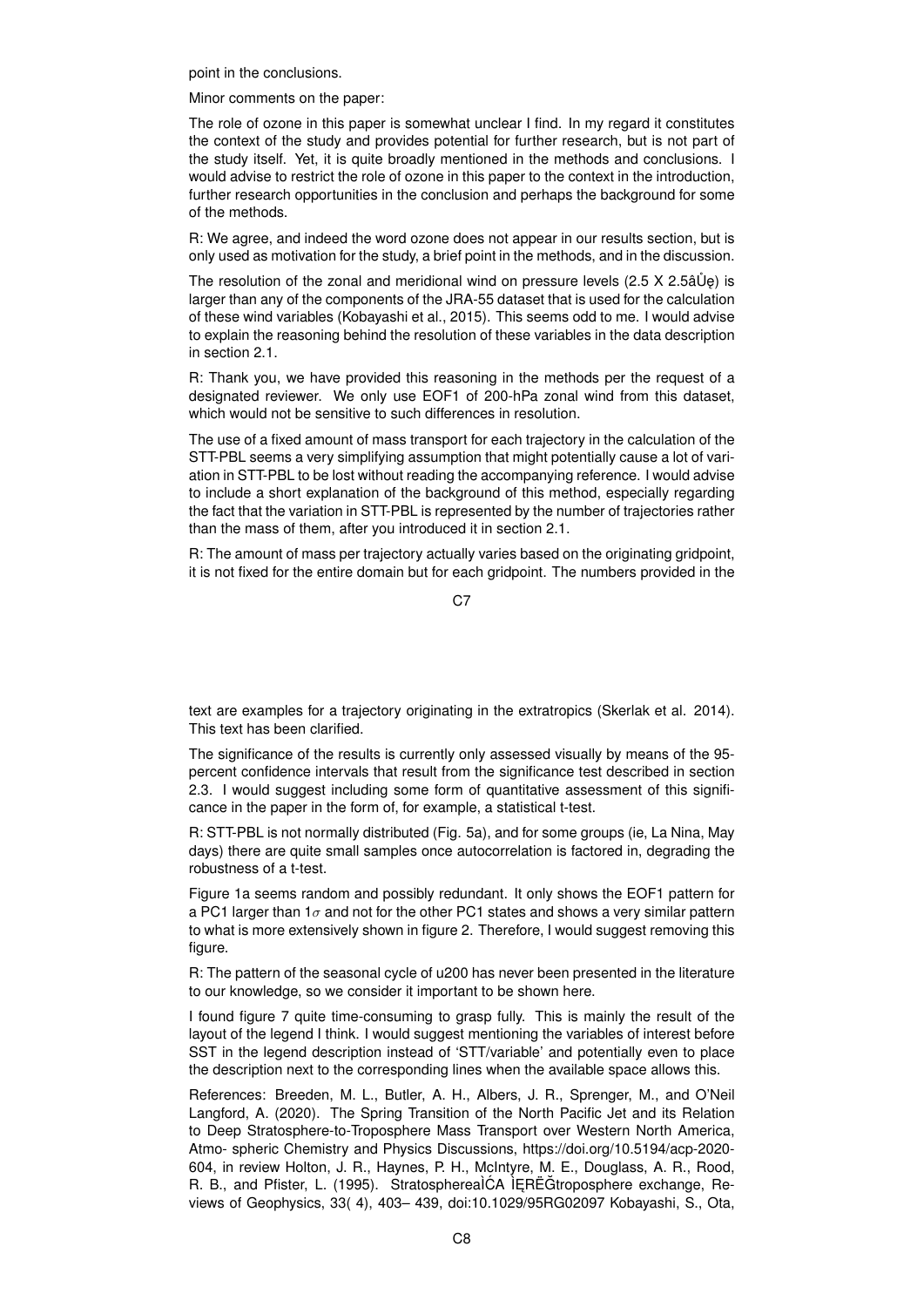point in the conclusions.

Minor comments on the paper:

The role of ozone in this paper is somewhat unclear I find. In my regard it constitutes the context of the study and provides potential for further research, but is not part of the study itself. Yet, it is quite broadly mentioned in the methods and conclusions. I would advise to restrict the role of ozone in this paper to the context in the introduction, further research opportunities in the conclusion and perhaps the background for some of the methods.

R: We agree, and indeed the word ozone does not appear in our results section, but is only used as motivation for the study, a brief point in the methods, and in the discussion.

The resolution of the zonal and meridional wind on pressure levels (2.5 X 2.5âŮę) is larger than any of the components of the JRA-55 dataset that is used for the calculation of these wind variables (Kobayashi et al., 2015). This seems odd to me. I would advise to explain the reasoning behind the resolution of these variables in the data description in section 2.1.

R: Thank you, we have provided this reasoning in the methods per the request of a designated reviewer. We only use EOF1 of 200-hPa zonal wind from this dataset, which would not be sensitive to such differences in resolution.

The use of a fixed amount of mass transport for each trajectory in the calculation of the STT-PBL seems a very simplifying assumption that might potentially cause a lot of variation in STT-PBL to be lost without reading the accompanying reference. I would advise to include a short explanation of the background of this method, especially regarding the fact that the variation in STT-PBL is represented by the number of trajectories rather than the mass of them, after you introduced it in section 2.1.

R: The amount of mass per trajectory actually varies based on the originating gridpoint, it is not fixed for the entire domain but for each gridpoint. The numbers provided in the text are examples for a trajectory originating in the extratropics (Skerlak et al. 2014). This text has been clarified.

The significance of the results is currently only assessed visually by means of the 95-percent confidence intervals that result from the significance test described in section 2.3. I would suggest including some form of quantitative assessment of this significance in the paper in the form of, for example, a statistical t-test.

R: STT-PBL is not normally distributed (Fig. 5a), and for some groups (ie, La Nina, May days) there are quite small samples once autocorrelation is factored in, degrading the robustness of a t-test.

Figure 1a seems random and possibly redundant. It only shows the EOF1 pattern for a PC1 larger than $1\sigma$ and not for the other PC1 states and shows a very similar pattern to what is more extensively shown in figure 2. Therefore, I would suggest removing this figure.

R: The pattern of the seasonal cycle of u200 has never been presented in the literature to our knowledge, so we consider it important to be shown here.

I found figure 7 quite time-consuming to grasp fully. This is mainly the result of the layout of the legend I think. I would suggest mentioning the variables of interest before SST in the legend description instead of 'STT/variable' and potentially even to place the description next to the corresponding lines when the available space allows this.

References: Breeden, M. L., Butler, A. H., Albers, J. R., Sprenger, M., and O'Neil Langford, A. (2020). The Spring Transition of the North Pacific Jet and its Relation to Deep Stratosphere-to-Troposphere Mass Transport over Western North America, Atmo- spheric Chemistry and Physics Discussions, https://doi.org/10.5194/acp-2020-604, in review Holton, J. R., Haynes, P. H., McIntyre, M. E., Douglass, A. R., Rood, R. B., and Pfister, L. (1995). StratosphereÌĆA ÌĘRĚGtroposphere exchange, Reviews of Geophysics, 33( 4), 403– 439, doi:10.1029/95RG02097 Kobayashi, S., Ota,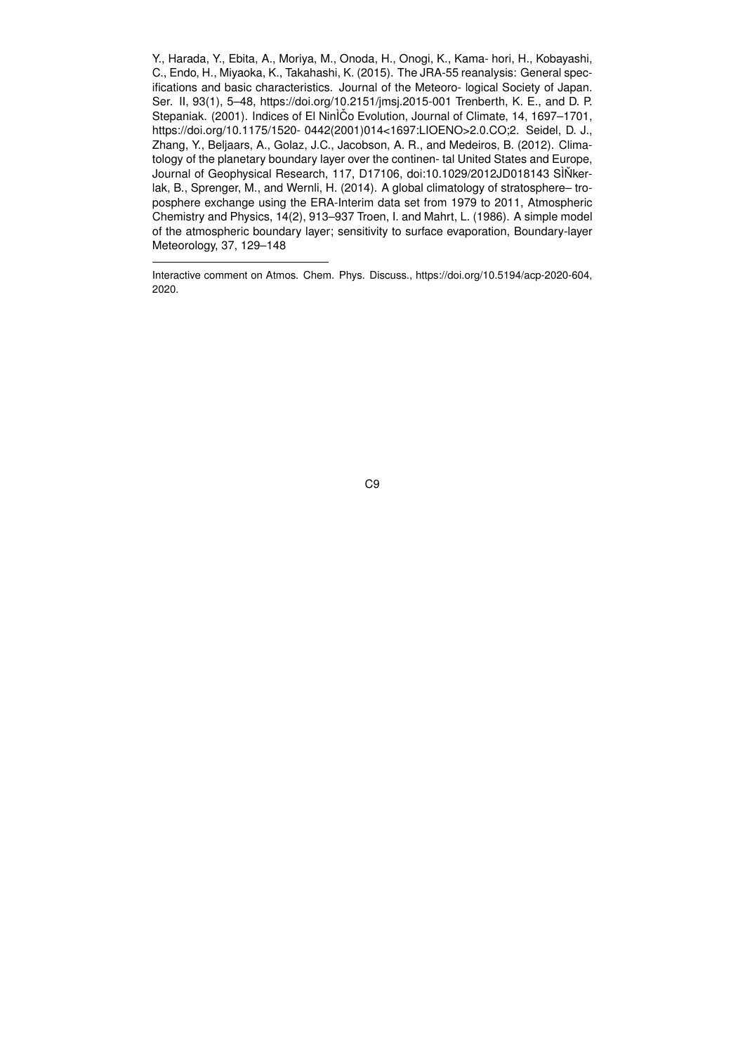Y., Harada, Y., Ebita, A., Moriya, M., Onoda, H., Onogi, K., Kama- hori, H., Kobayashi, C., Endo, H., Miyaoka, K., Takahashi, K. (2015). The JRA-55 reanalysis: General specifications and basic characteristics. Journal of the Meteoro- logical Society of Japan. Ser. II, 93(1), 5–48, https://doi.org/10.2151/jmsj.2015-001 Trenberth, K. E., and D. P. Stepaniak. (2001). Indices of El NinÌČo Evolution, Journal of Climate, 14, 1697–1701, https://doi.org/10.1175/1520- 0442(2001)014<1697:LIOENO>2.0.CO;2. Seidel, D. J., Zhang, Y., Beljaars, A., Golaz, J.C., Jacobson, A. R., and Medeiros, B. (2012). Climatology of the planetary boundary layer over the continen- tal United States and Europe, Journal of Geophysical Research, 117, D17106, doi:10.1029/2012JD018143 SÌŇkerlak, B., Sprenger, M., and Wernli, H. (2014). A global climatology of stratosphere– troposphere exchange using the ERA-Interim data set from 1979 to 2011, Atmospheric Chemistry and Physics, 14(2), 913–937 Troen, I. and Mahrt, L. (1986). A simple model of the atmospheric boundary layer; sensitivity to surface evaporation, Boundary-layer Meteorology, 37, 129–148

---

Interactive comment on Atmos. Chem. Phys. Discuss., https://doi.org/10.5194/acp-2020-604, 2020.